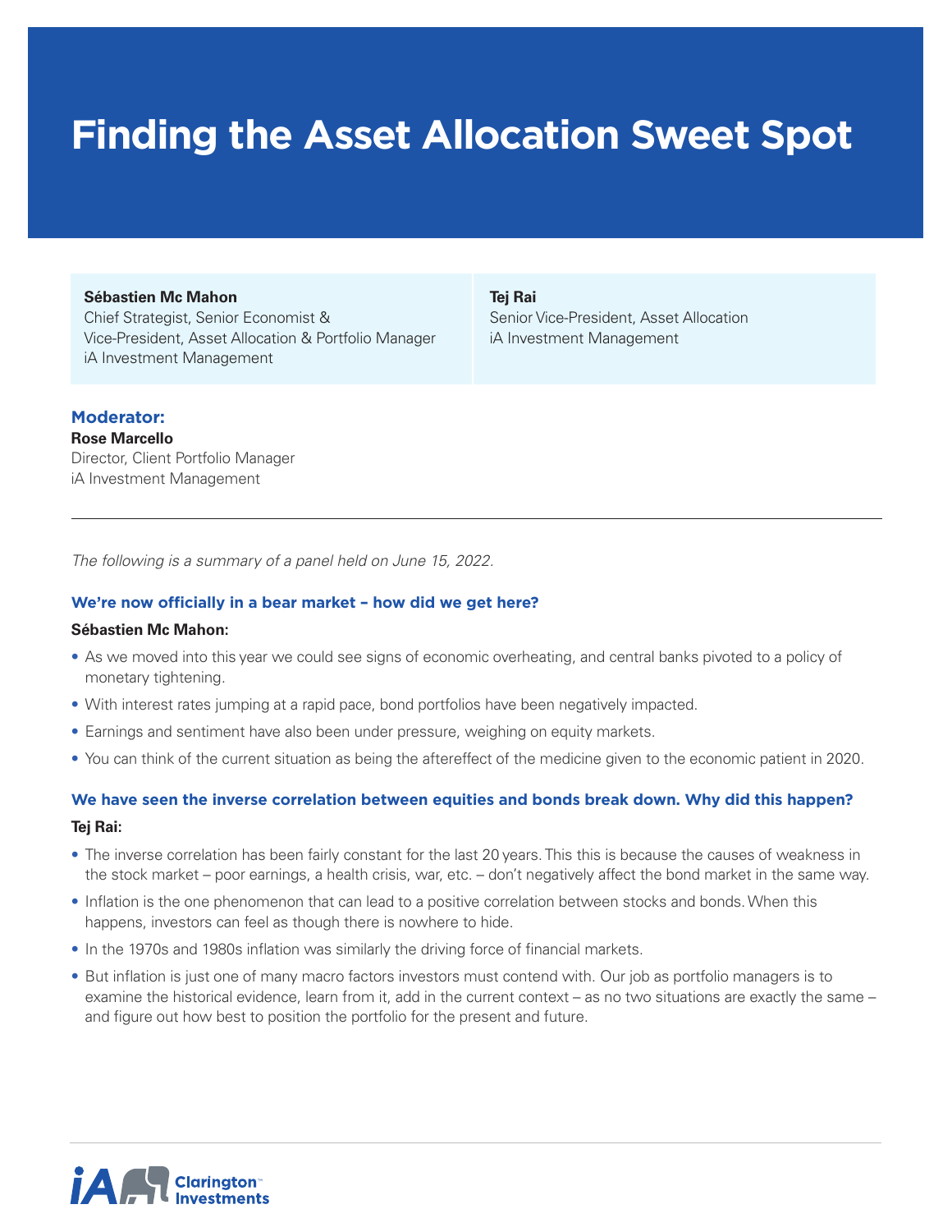# Finding the Asset Allocation Sweet Spot

**Sébastien Mc Mahon**
Chief Strategist, Senior Economist &
Vice-President, Asset Allocation & Portfolio Manager
iA Investment Management

**Tej Rai**
Senior Vice-President, Asset Allocation
iA Investment Management

**Moderator:**
**Rose Marcello**
Director, Client Portfolio Manager
iA Investment Management

---

*The following is a summary of a panel held on June 15, 2022.*

### We're now officially in a bear market – how did we get here?

**Sébastien Mc Mahon:**

- As we moved into this year we could see signs of economic overheating, and central banks pivoted to a policy of monetary tightening.
- With interest rates jumping at a rapid pace, bond portfolios have been negatively impacted.
- Earnings and sentiment have also been under pressure, weighing on equity markets.
- You can think of the current situation as being the aftereffect of the medicine given to the economic patient in 2020.

### We have seen the inverse correlation between equities and bonds break down. Why did this happen?

**Tej Rai:**

- The inverse correlation has been fairly constant for the last 20 years. This this is because the causes of weakness in the stock market – poor earnings, a health crisis, war, etc. – don't negatively affect the bond market in the same way.
- Inflation is the one phenomenon that can lead to a positive correlation between stocks and bonds. When this happens, investors can feel as though there is nowhere to hide.
- In the 1970s and 1980s inflation was similarly the driving force of financial markets.
- But inflation is just one of many macro factors investors must contend with. Our job as portfolio managers is to examine the historical evidence, learn from it, add in the current context – as no two situations are exactly the same – and figure out how best to position the portfolio for the present and future.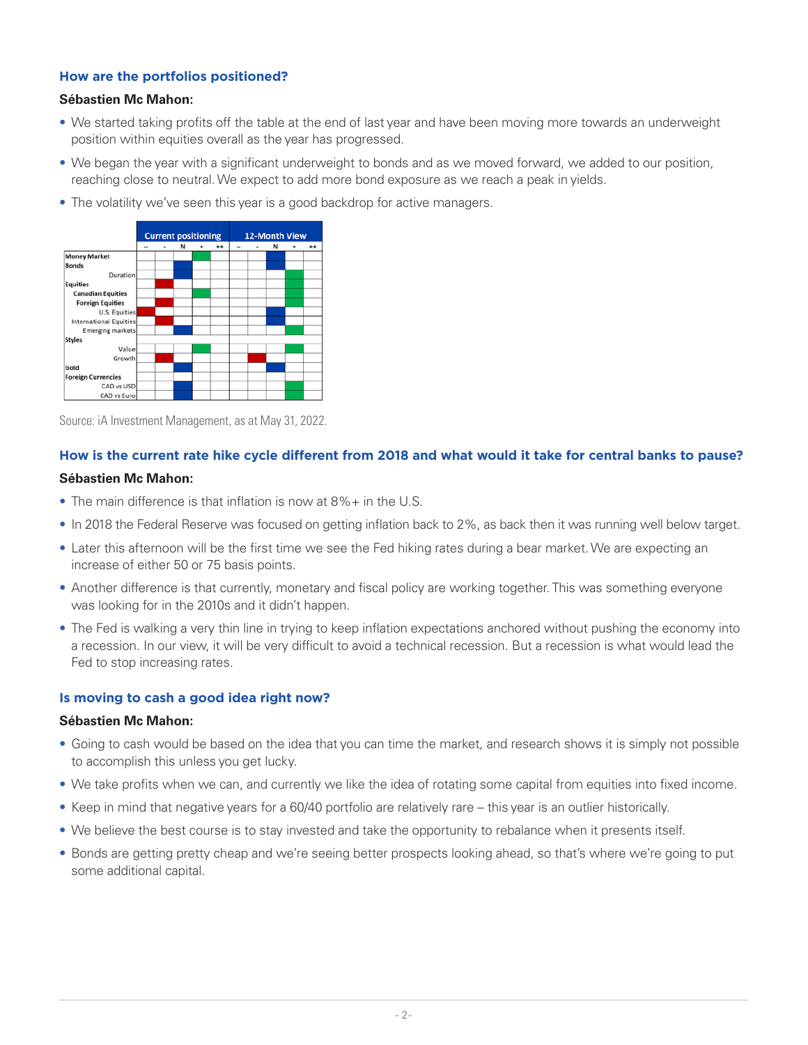### How are the portfolios positioned?

**Sébastien Mc Mahon:**

- We started taking profits off the table at the end of last year and have been moving more towards an underweight position within equities overall as the year has progressed.
- We began the year with a significant underweight to bonds and as we moved forward, we added to our position, reaching close to neutral. We expect to add more bond exposure as we reach a peak in yields.
- The volatility we've seen this year is a good backdrop for active managers.

| | Current positioning | | | | | 12-Month View | | | | |
|---|---|---|---|---|---|---|---|---|---|---|
| | -- | - | N | + | ++ | -- | - | N | + | ++ |
| **Money Market** | | | | ■ | | | | ■ | | |
| **Bonds** | | | ■ | | | | | ■ | | |
| Duration | | | ■ | | | | | | ■ | |
| **Equities** | | ■ | | | | | | | ■ | |
| **Canadian Equities** | | | | ■ | | | | | ■ | |
| **Foreign Equities** | | ■ | | | | | | | ■ | |
| U.S. Equities | ■ | | | | | | | ■ | | |
| International Equities | | ■ | | | | | | ■ | | |
| Emerging markets | | | ■ | | | | | | ■ | |
| **Styles** | | | | | | | | | | |
| Value | | | | ■ | | | | | ■ | |
| Growth | | ■ | | | | | ■ | | | |
| **Gold** | | | ■ | | | | | ■ | | |
| **Foreign Currencies** | | | | | | | | | | |
| CAD vs USD | | | ■ | | | | | | ■ | |
| CAD vs Euro | | | ■ | | | | | | ■ | |

Source: iA Investment Management, as at May 31, 2022.

### How is the current rate hike cycle different from 2018 and what would it take for central banks to pause?

**Sébastien Mc Mahon:**

- The main difference is that inflation is now at 8%+ in the U.S.
- In 2018 the Federal Reserve was focused on getting inflation back to 2%, as back then it was running well below target.
- Later this afternoon will be the first time we see the Fed hiking rates during a bear market. We are expecting an increase of either 50 or 75 basis points.
- Another difference is that currently, monetary and fiscal policy are working together. This was something everyone was looking for in the 2010s and it didn't happen.
- The Fed is walking a very thin line in trying to keep inflation expectations anchored without pushing the economy into a recession. In our view, it will be very difficult to avoid a technical recession. But a recession is what would lead the Fed to stop increasing rates.

### Is moving to cash a good idea right now?

**Sébastien Mc Mahon:**

- Going to cash would be based on the idea that you can time the market, and research shows it is simply not possible to accomplish this unless you get lucky.
- We take profits when we can, and currently we like the idea of rotating some capital from equities into fixed income.
- Keep in mind that negative years for a 60/40 portfolio are relatively rare – this year is an outlier historically.
- We believe the best course is to stay invested and take the opportunity to rebalance when it presents itself.
- Bonds are getting pretty cheap and we're seeing better prospects looking ahead, so that's where we're going to put some additional capital.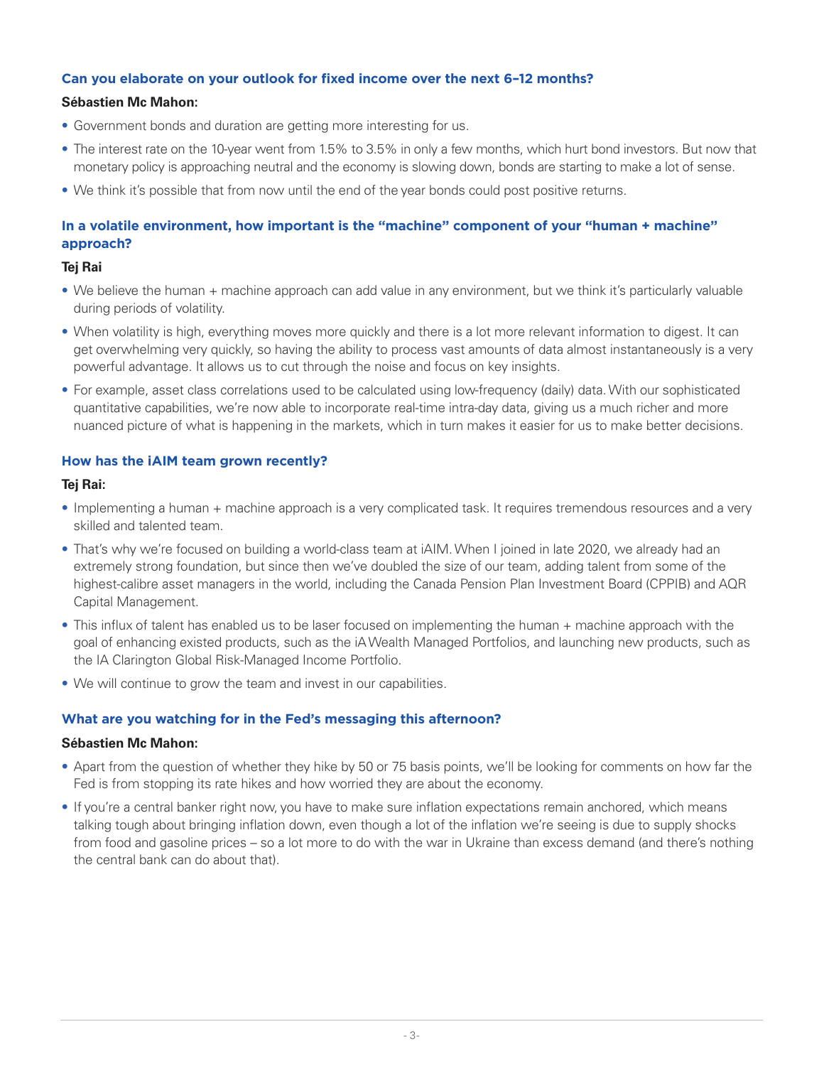### Can you elaborate on your outlook for fixed income over the next 6–12 months?

**Sébastien Mc Mahon:**

- Government bonds and duration are getting more interesting for us.
- The interest rate on the 10-year went from 1.5% to 3.5% in only a few months, which hurt bond investors. But now that monetary policy is approaching neutral and the economy is slowing down, bonds are starting to make a lot of sense.
- We think it's possible that from now until the end of the year bonds could post positive returns.

### In a volatile environment, how important is the "machine" component of your "human + machine" approach?

**Tej Rai**

- We believe the human + machine approach can add value in any environment, but we think it's particularly valuable during periods of volatility.
- When volatility is high, everything moves more quickly and there is a lot more relevant information to digest. It can get overwhelming very quickly, so having the ability to process vast amounts of data almost instantaneously is a very powerful advantage. It allows us to cut through the noise and focus on key insights.
- For example, asset class correlations used to be calculated using low-frequency (daily) data. With our sophisticated quantitative capabilities, we're now able to incorporate real-time intra-day data, giving us a much richer and more nuanced picture of what is happening in the markets, which in turn makes it easier for us to make better decisions.

### How has the iAIM team grown recently?

**Tej Rai:**

- Implementing a human + machine approach is a very complicated task. It requires tremendous resources and a very skilled and talented team.
- That's why we're focused on building a world-class team at iAIM. When I joined in late 2020, we already had an extremely strong foundation, but since then we've doubled the size of our team, adding talent from some of the highest-calibre asset managers in the world, including the Canada Pension Plan Investment Board (CPPIB) and AQR Capital Management.
- This influx of talent has enabled us to be laser focused on implementing the human + machine approach with the goal of enhancing existed products, such as the iA Wealth Managed Portfolios, and launching new products, such as the IA Clarington Global Risk-Managed Income Portfolio.
- We will continue to grow the team and invest in our capabilities.

### What are you watching for in the Fed's messaging this afternoon?

**Sébastien Mc Mahon:**

- Apart from the question of whether they hike by 50 or 75 basis points, we'll be looking for comments on how far the Fed is from stopping its rate hikes and how worried they are about the economy.
- If you're a central banker right now, you have to make sure inflation expectations remain anchored, which means talking tough about bringing inflation down, even though a lot of the inflation we're seeing is due to supply shocks from food and gasoline prices – so a lot more to do with the war in Ukraine than excess demand (and there's nothing the central bank can do about that).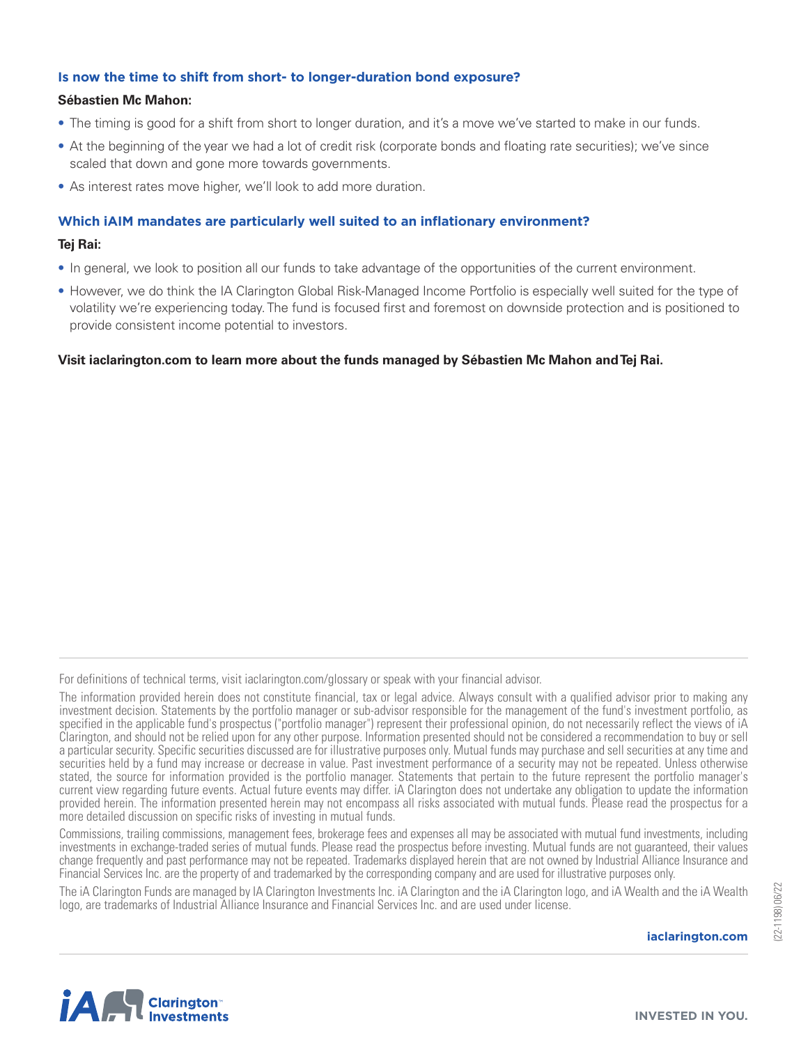### Is now the time to shift from short- to longer-duration bond exposure?

**Sébastien Mc Mahon:**

- The timing is good for a shift from short to longer duration, and it's a move we've started to make in our funds.
- At the beginning of the year we had a lot of credit risk (corporate bonds and floating rate securities); we've since scaled that down and gone more towards governments.
- As interest rates move higher, we'll look to add more duration.

### Which iAIM mandates are particularly well suited to an inflationary environment?

**Tej Rai:**

- In general, we look to position all our funds to take advantage of the opportunities of the current environment.
- However, we do think the IA Clarington Global Risk-Managed Income Portfolio is especially well suited for the type of volatility we're experiencing today. The fund is focused first and foremost on downside protection and is positioned to provide consistent income potential to investors.

**Visit iaclarington.com to learn more about the funds managed by Sébastien Mc Mahon and Tej Rai.**

---

For definitions of technical terms, visit iaclarington.com/glossary or speak with your financial advisor.

The information provided herein does not constitute financial, tax or legal advice. Always consult with a qualified advisor prior to making any investment decision. Statements by the portfolio manager or sub-advisor responsible for the management of the fund's investment portfolio, as specified in the applicable fund's prospectus ("portfolio manager") represent their professional opinion, do not necessarily reflect the views of iA Clarington, and should not be relied upon for any other purpose. Information presented should not be considered a recommendation to buy or sell a particular security. Specific securities discussed are for illustrative purposes only. Mutual funds may purchase and sell securities at any time and securities held by a fund may increase or decrease in value. Past investment performance of a security may not be repeated. Unless otherwise stated, the source for information provided is the portfolio manager. Statements that pertain to the future represent the portfolio manager's current view regarding future events. Actual future events may differ. iA Clarington does not undertake any obligation to update the information provided herein. The information presented herein may not encompass all risks associated with mutual funds. Please read the prospectus for a more detailed discussion on specific risks of investing in mutual funds.

Commissions, trailing commissions, management fees, brokerage fees and expenses all may be associated with mutual fund investments, including investments in exchange-traded series of mutual funds. Please read the prospectus before investing. Mutual funds are not guaranteed, their values change frequently and past performance may not be repeated. Trademarks displayed herein that are not owned by Industrial Alliance Insurance and Financial Services Inc. are the property of and trademarked by the corresponding company and are used for illustrative purposes only.

The iA Clarington Funds are managed by IA Clarington Investments Inc. iA Clarington and the iA Clarington logo, and iA Wealth and the iA Wealth logo, are trademarks of Industrial Alliance Insurance and Financial Services Inc. and are used under license.

(22-1198) 06/22

**iaclarington.com**

iA Clarington™ Investments

**INVESTED IN YOU.**